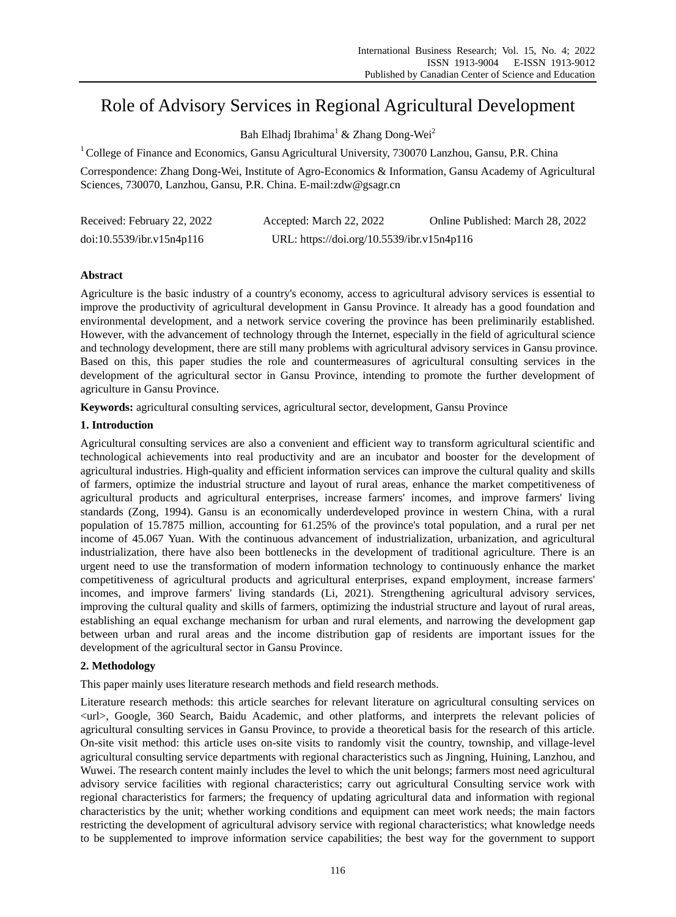# Role of Advisory Services in Regional Agricultural Development

Bah Elhadj Ibrahima[1] & Zhang Dong-Wei[2]

[1] College of Finance and Economics, Gansu Agricultural University, 730070 Lanzhou, Gansu, P.R. China

Correspondence: Zhang Dong-Wei, Institute of Agro-Economics & Information, Gansu Academy of Agricultural Sciences, 730070, Lanzhou, Gansu, P.R. China. E-mail:zdw@gsagr.cn

Received: February 22, 2022 Accepted: March 22, 2022 Online Published: March 28, 2022

doi:10.5539/ibr.v15n4p116 URL: https://doi.org/10.5539/ibr.v15n4p116

## Abstract

Agriculture is the basic industry of a country's economy, access to agricultural advisory services is essential to improve the productivity of agricultural development in Gansu Province. It already has a good foundation and environmental development, and a network service covering the province has been preliminarily established. However, with the advancement of technology through the Internet, especially in the field of agricultural science and technology development, there are still many problems with agricultural advisory services in Gansu province. Based on this, this paper studies the role and countermeasures of agricultural consulting services in the development of the agricultural sector in Gansu Province, intending to promote the further development of agriculture in Gansu Province.

**Keywords:** agricultural consulting services, agricultural sector, development, Gansu Province

## 1. Introduction

Agricultural consulting services are also a convenient and efficient way to transform agricultural scientific and technological achievements into real productivity and are an incubator and booster for the development of agricultural industries. High-quality and efficient information services can improve the cultural quality and skills of farmers, optimize the industrial structure and layout of rural areas, enhance the market competitiveness of agricultural products and agricultural enterprises, increase farmers' incomes, and improve farmers' living standards (Zong, 1994). Gansu is an economically underdeveloped province in western China, with a rural population of 15.7875 million, accounting for 61.25% of the province's total population, and a rural per net income of 45.067 Yuan. With the continuous advancement of industrialization, urbanization, and agricultural industrialization, there have also been bottlenecks in the development of traditional agriculture. There is an urgent need to use the transformation of modern information technology to continuously enhance the market competitiveness of agricultural products and agricultural enterprises, expand employment, increase farmers' incomes, and improve farmers' living standards (Li, 2021). Strengthening agricultural advisory services, improving the cultural quality and skills of farmers, optimizing the industrial structure and layout of rural areas, establishing an equal exchange mechanism for urban and rural elements, and narrowing the development gap between urban and rural areas and the income distribution gap of residents are important issues for the development of the agricultural sector in Gansu Province.

## 2. Methodology

This paper mainly uses literature research methods and field research methods.

Literature research methods: this article searches for relevant literature on agricultural consulting services on <url>, Google, 360 Search, Baidu Academic, and other platforms, and interprets the relevant policies of agricultural consulting services in Gansu Province, to provide a theoretical basis for the research of this article. On-site visit method: this article uses on-site visits to randomly visit the country, township, and village-level agricultural consulting service departments with regional characteristics such as Jingning, Huining, Lanzhou, and Wuwei. The research content mainly includes the level to which the unit belongs; farmers most need agricultural advisory service facilities with regional characteristics; carry out agricultural Consulting service work with regional characteristics for farmers; the frequency of updating agricultural data and information with regional characteristics by the unit; whether working conditions and equipment can meet work needs; the main factors restricting the development of agricultural advisory service with regional characteristics; what knowledge needs to be supplemented to improve information service capabilities; the best way for the government to support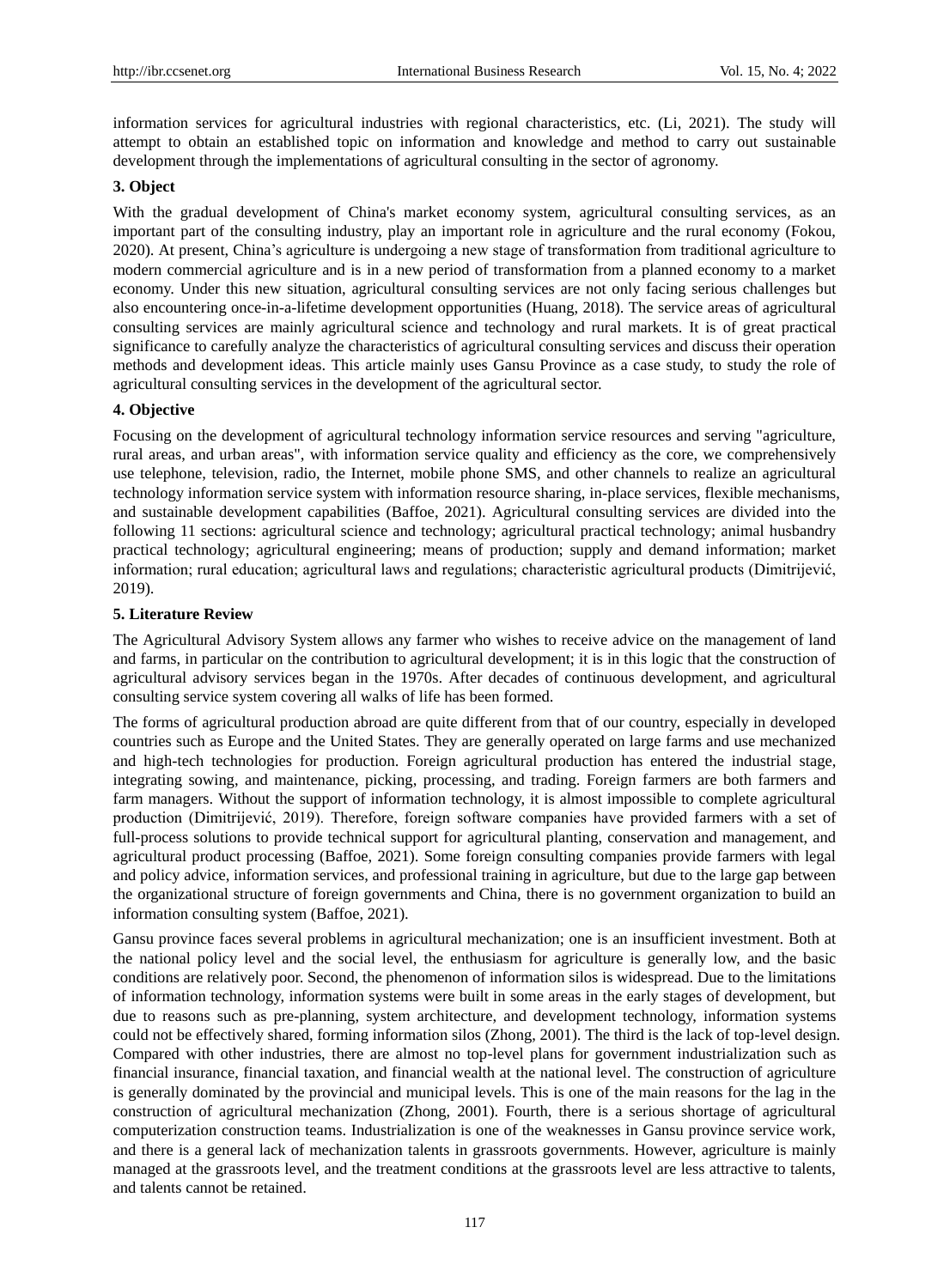information services for agricultural industries with regional characteristics, etc. (Li, 2021). The study will attempt to obtain an established topic on information and knowledge and method to carry out sustainable development through the implementations of agricultural consulting in the sector of agronomy.

## 3. Object

With the gradual development of China's market economy system, agricultural consulting services, as an important part of the consulting industry, play an important role in agriculture and the rural economy (Fokou, 2020). At present, China's agriculture is undergoing a new stage of transformation from traditional agriculture to modern commercial agriculture and is in a new period of transformation from a planned economy to a market economy. Under this new situation, agricultural consulting services are not only facing serious challenges but also encountering once-in-a-lifetime development opportunities (Huang, 2018). The service areas of agricultural consulting services are mainly agricultural science and technology and rural markets. It is of great practical significance to carefully analyze the characteristics of agricultural consulting services and discuss their operation methods and development ideas. This article mainly uses Gansu Province as a case study, to study the role of agricultural consulting services in the development of the agricultural sector.

## 4. Objective

Focusing on the development of agricultural technology information service resources and serving "agriculture, rural areas, and urban areas", with information service quality and efficiency as the core, we comprehensively use telephone, television, radio, the Internet, mobile phone SMS, and other channels to realize an agricultural technology information service system with information resource sharing, in-place services, flexible mechanisms, and sustainable development capabilities (Baffoe, 2021). Agricultural consulting services are divided into the following 11 sections: agricultural science and technology; agricultural practical technology; animal husbandry practical technology; agricultural engineering; means of production; supply and demand information; market information; rural education; agricultural laws and regulations; characteristic agricultural products (Dimitrijević, 2019).

## 5. Literature Review

The Agricultural Advisory System allows any farmer who wishes to receive advice on the management of land and farms, in particular on the contribution to agricultural development; it is in this logic that the construction of agricultural advisory services began in the 1970s. After decades of continuous development, and agricultural consulting service system covering all walks of life has been formed.

The forms of agricultural production abroad are quite different from that of our country, especially in developed countries such as Europe and the United States. They are generally operated on large farms and use mechanized and high-tech technologies for production. Foreign agricultural production has entered the industrial stage, integrating sowing, and maintenance, picking, processing, and trading. Foreign farmers are both farmers and farm managers. Without the support of information technology, it is almost impossible to complete agricultural production (Dimitrijević, 2019). Therefore, foreign software companies have provided farmers with a set of full-process solutions to provide technical support for agricultural planting, conservation and management, and agricultural product processing (Baffoe, 2021). Some foreign consulting companies provide farmers with legal and policy advice, information services, and professional training in agriculture, but due to the large gap between the organizational structure of foreign governments and China, there is no government organization to build an information consulting system (Baffoe, 2021).

Gansu province faces several problems in agricultural mechanization; one is an insufficient investment. Both at the national policy level and the social level, the enthusiasm for agriculture is generally low, and the basic conditions are relatively poor. Second, the phenomenon of information silos is widespread. Due to the limitations of information technology, information systems were built in some areas in the early stages of development, but due to reasons such as pre-planning, system architecture, and development technology, information systems could not be effectively shared, forming information silos (Zhong, 2001). The third is the lack of top-level design. Compared with other industries, there are almost no top-level plans for government industrialization such as financial insurance, financial taxation, and financial wealth at the national level. The construction of agriculture is generally dominated by the provincial and municipal levels. This is one of the main reasons for the lag in the construction of agricultural mechanization (Zhong, 2001). Fourth, there is a serious shortage of agricultural computerization construction teams. Industrialization is one of the weaknesses in Gansu province service work, and there is a general lack of mechanization talents in grassroots governments. However, agriculture is mainly managed at the grassroots level, and the treatment conditions at the grassroots level are less attractive to talents, and talents cannot be retained.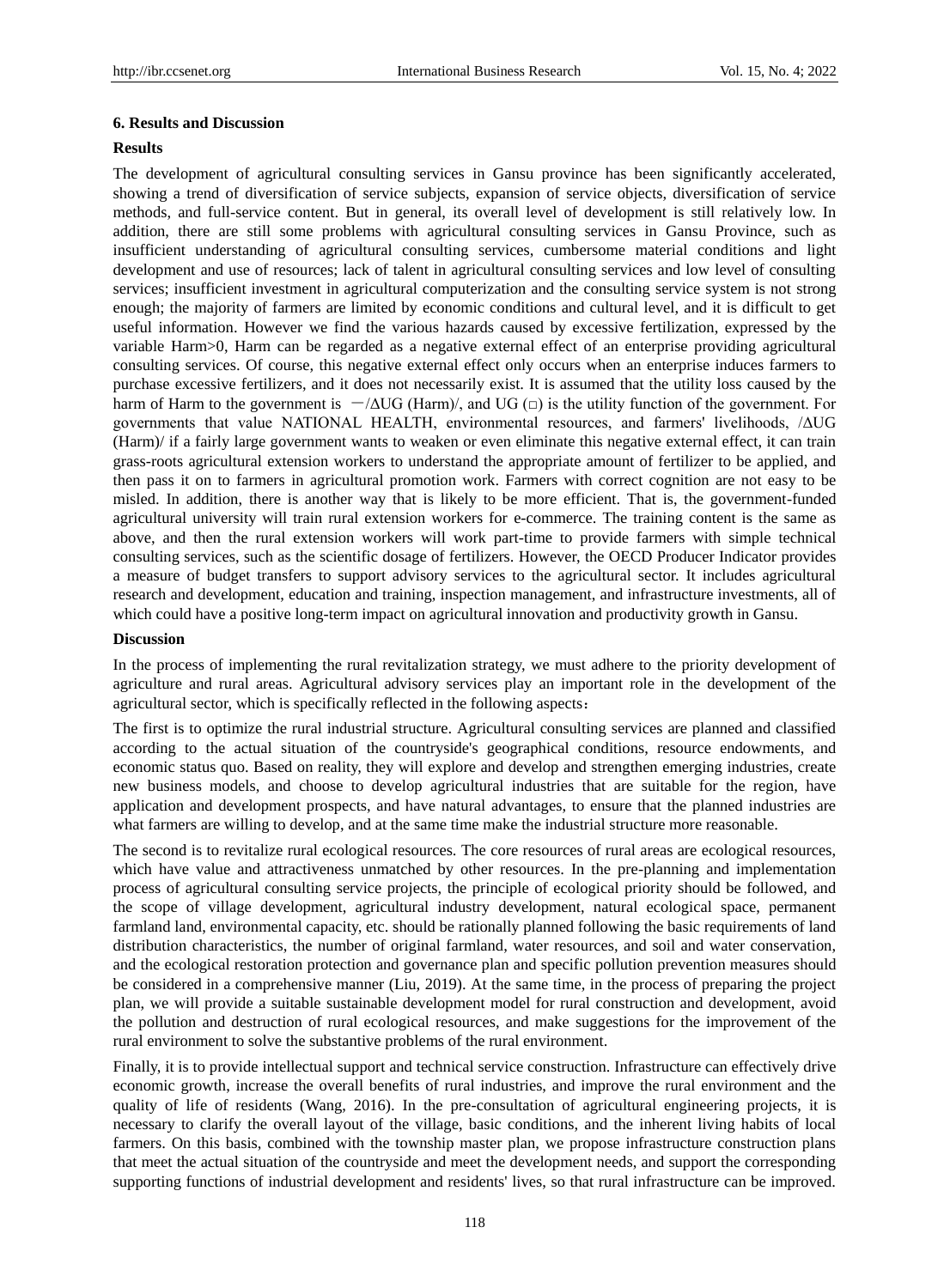## 6. Results and Discussion

### Results

The development of agricultural consulting services in Gansu province has been significantly accelerated, showing a trend of diversification of service subjects, expansion of service objects, diversification of service methods, and full-service content. But in general, its overall level of development is still relatively low. In addition, there are still some problems with agricultural consulting services in Gansu Province, such as insufficient understanding of agricultural consulting services, cumbersome material conditions and light development and use of resources; lack of talent in agricultural consulting services and low level of consulting services; insufficient investment in agricultural computerization and the consulting service system is not strong enough; the majority of farmers are limited by economic conditions and cultural level, and it is difficult to get useful information. However we find the various hazards caused by excessive fertilization, expressed by the variable Harm>0, Harm can be regarded as a negative external effect of an enterprise providing agricultural consulting services. Of course, this negative external effect only occurs when an enterprise induces farmers to purchase excessive fertilizers, and it does not necessarily exist. It is assumed that the utility loss caused by the harm of Harm to the government is $-/\Delta UG\ (Harm)/$, and UG (□) is the utility function of the government. For governments that value NATIONAL HEALTH, environmental resources, and farmers' livelihoods, $/\Delta UG\ (Harm)/$ if a fairly large government wants to weaken or even eliminate this negative external effect, it can train grass-roots agricultural extension workers to understand the appropriate amount of fertilizer to be applied, and then pass it on to farmers in agricultural promotion work. Farmers with correct cognition are not easy to be misled. In addition, there is another way that is likely to be more efficient. That is, the government-funded agricultural university will train rural extension workers for e-commerce. The training content is the same as above, and then the rural extension workers will work part-time to provide farmers with simple technical consulting services, such as the scientific dosage of fertilizers. However, the OECD Producer Indicator provides a measure of budget transfers to support advisory services to the agricultural sector. It includes agricultural research and development, education and training, inspection management, and infrastructure investments, all of which could have a positive long-term impact on agricultural innovation and productivity growth in Gansu.

### Discussion

In the process of implementing the rural revitalization strategy, we must adhere to the priority development of agriculture and rural areas. Agricultural advisory services play an important role in the development of the agricultural sector, which is specifically reflected in the following aspects：

The first is to optimize the rural industrial structure. Agricultural consulting services are planned and classified according to the actual situation of the countryside's geographical conditions, resource endowments, and economic status quo. Based on reality, they will explore and develop and strengthen emerging industries, create new business models, and choose to develop agricultural industries that are suitable for the region, have application and development prospects, and have natural advantages, to ensure that the planned industries are what farmers are willing to develop, and at the same time make the industrial structure more reasonable.

The second is to revitalize rural ecological resources. The core resources of rural areas are ecological resources, which have value and attractiveness unmatched by other resources. In the pre-planning and implementation process of agricultural consulting service projects, the principle of ecological priority should be followed, and the scope of village development, agricultural industry development, natural ecological space, permanent farmland land, environmental capacity, etc. should be rationally planned following the basic requirements of land distribution characteristics, the number of original farmland, water resources, and soil and water conservation, and the ecological restoration protection and governance plan and specific pollution prevention measures should be considered in a comprehensive manner (Liu, 2019). At the same time, in the process of preparing the project plan, we will provide a suitable sustainable development model for rural construction and development, avoid the pollution and destruction of rural ecological resources, and make suggestions for the improvement of the rural environment to solve the substantive problems of the rural environment.

Finally, it is to provide intellectual support and technical service construction. Infrastructure can effectively drive economic growth, increase the overall benefits of rural industries, and improve the rural environment and the quality of life of residents (Wang, 2016). In the pre-consultation of agricultural engineering projects, it is necessary to clarify the overall layout of the village, basic conditions, and the inherent living habits of local farmers. On this basis, combined with the township master plan, we propose infrastructure construction plans that meet the actual situation of the countryside and meet the development needs, and support the corresponding supporting functions of industrial development and residents' lives, so that rural infrastructure can be improved.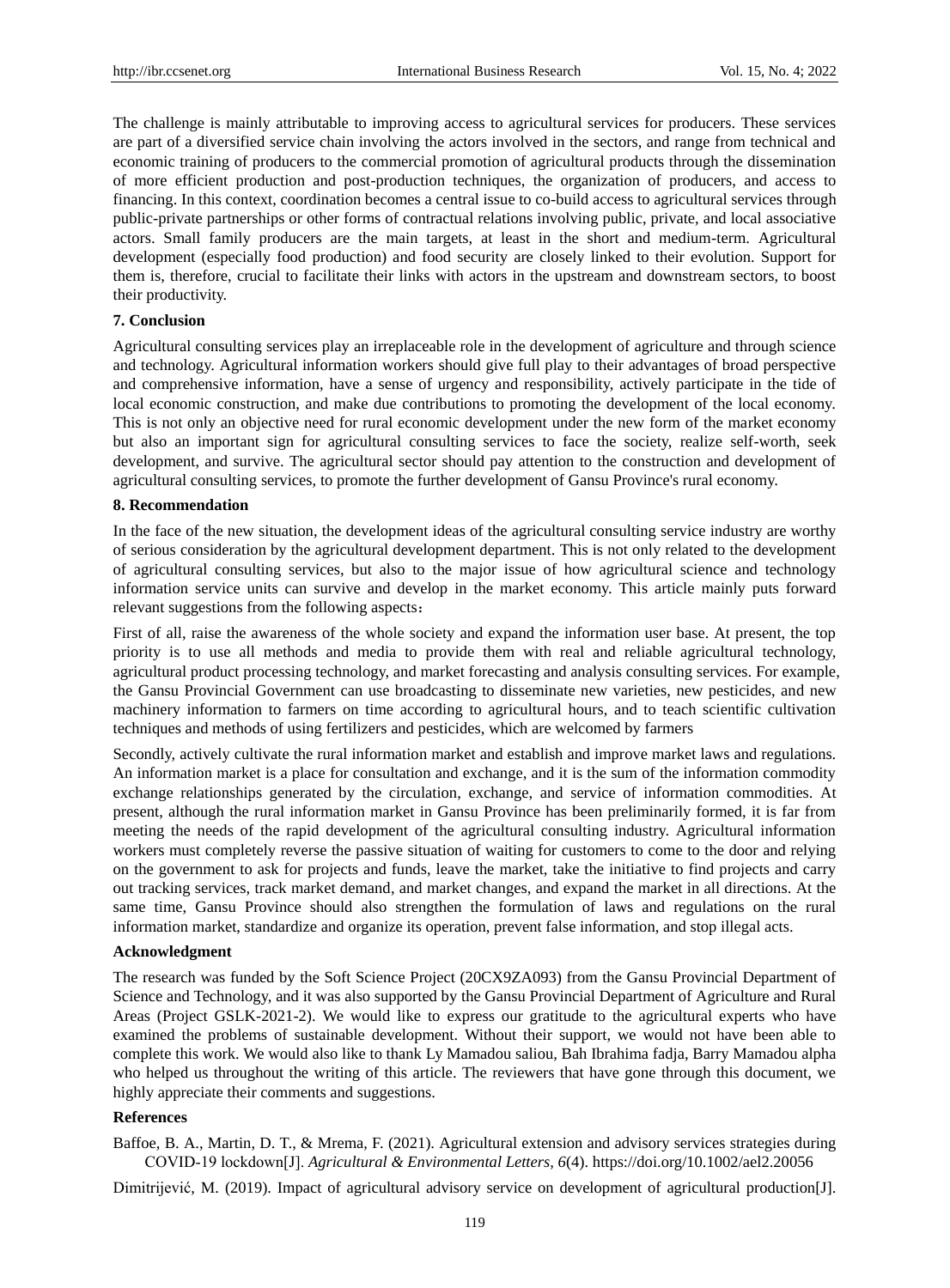The challenge is mainly attributable to improving access to agricultural services for producers. These services are part of a diversified service chain involving the actors involved in the sectors, and range from technical and economic training of producers to the commercial promotion of agricultural products through the dissemination of more efficient production and post-production techniques, the organization of producers, and access to financing. In this context, coordination becomes a central issue to co-build access to agricultural services through public-private partnerships or other forms of contractual relations involving public, private, and local associative actors. Small family producers are the main targets, at least in the short and medium-term. Agricultural development (especially food production) and food security are closely linked to their evolution. Support for them is, therefore, crucial to facilitate their links with actors in the upstream and downstream sectors, to boost their productivity.

## 7. Conclusion

Agricultural consulting services play an irreplaceable role in the development of agriculture and through science and technology. Agricultural information workers should give full play to their advantages of broad perspective and comprehensive information, have a sense of urgency and responsibility, actively participate in the tide of local economic construction, and make due contributions to promoting the development of the local economy. This is not only an objective need for rural economic development under the new form of the market economy but also an important sign for agricultural consulting services to face the society, realize self-worth, seek development, and survive. The agricultural sector should pay attention to the construction and development of agricultural consulting services, to promote the further development of Gansu Province's rural economy.

## 8. Recommendation

In the face of the new situation, the development ideas of the agricultural consulting service industry are worthy of serious consideration by the agricultural development department. This is not only related to the development of agricultural consulting services, but also to the major issue of how agricultural science and technology information service units can survive and develop in the market economy. This article mainly puts forward relevant suggestions from the following aspects：

First of all, raise the awareness of the whole society and expand the information user base. At present, the top priority is to use all methods and media to provide them with real and reliable agricultural technology, agricultural product processing technology, and market forecasting and analysis consulting services. For example, the Gansu Provincial Government can use broadcasting to disseminate new varieties, new pesticides, and new machinery information to farmers on time according to agricultural hours, and to teach scientific cultivation techniques and methods of using fertilizers and pesticides, which are welcomed by farmers

Secondly, actively cultivate the rural information market and establish and improve market laws and regulations. An information market is a place for consultation and exchange, and it is the sum of the information commodity exchange relationships generated by the circulation, exchange, and service of information commodities. At present, although the rural information market in Gansu Province has been preliminarily formed, it is far from meeting the needs of the rapid development of the agricultural consulting industry. Agricultural information workers must completely reverse the passive situation of waiting for customers to come to the door and relying on the government to ask for projects and funds, leave the market, take the initiative to find projects and carry out tracking services, track market demand, and market changes, and expand the market in all directions. At the same time, Gansu Province should also strengthen the formulation of laws and regulations on the rural information market, standardize and organize its operation, prevent false information, and stop illegal acts.

## Acknowledgment

The research was funded by the Soft Science Project (20CX9ZA093) from the Gansu Provincial Department of Science and Technology, and it was also supported by the Gansu Provincial Department of Agriculture and Rural Areas (Project GSLK-2021-2). We would like to express our gratitude to the agricultural experts who have examined the problems of sustainable development. Without their support, we would not have been able to complete this work. We would also like to thank Ly Mamadou saliou, Bah Ibrahima fadja, Barry Mamadou alpha who helped us throughout the writing of this article. The reviewers that have gone through this document, we highly appreciate their comments and suggestions.

## References

Baffoe, B. A., Martin, D. T., & Mrema, F. (2021). Agricultural extension and advisory services strategies during COVID-19 lockdown[J]. *Agricultural & Environmental Letters*, *6*(4). https://doi.org/10.1002/ael2.20056

Dimitrijević, M. (2019). Impact of agricultural advisory service on development of agricultural production[J].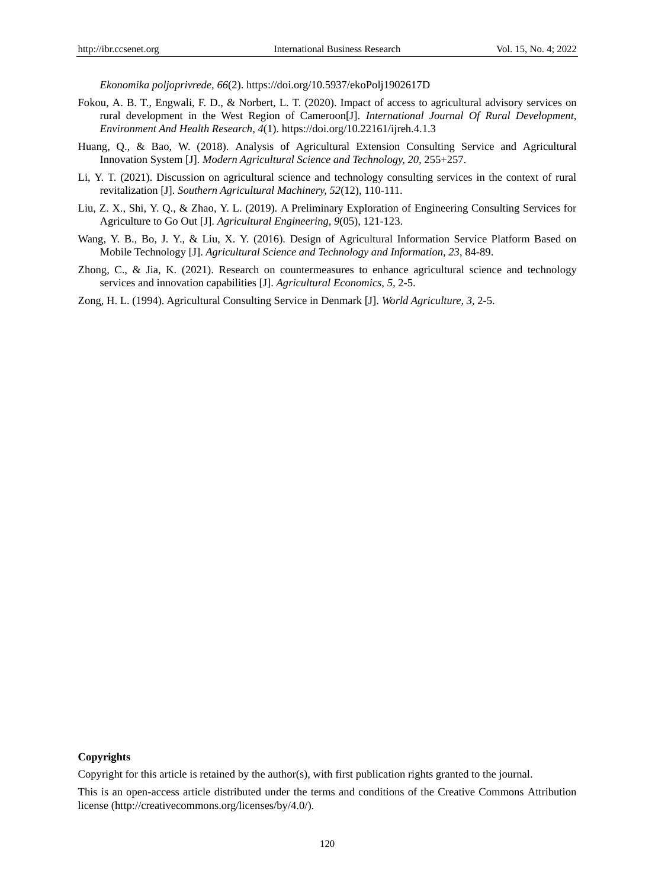*Ekonomika poljoprivrede, 66*(2). https://doi.org/10.5937/ekoPolj1902617D

Fokou, A. B. T., Engwali, F. D., & Norbert, L. T. (2020). Impact of access to agricultural advisory services on rural development in the West Region of Cameroon[J]. *International Journal Of Rural Development, Environment And Health Research, 4*(1). https://doi.org/10.22161/ijreh.4.1.3

Huang, Q., & Bao, W. (2018). Analysis of Agricultural Extension Consulting Service and Agricultural Innovation System [J]. *Modern Agricultural Science and Technology, 20,* 255+257.

Li, Y. T. (2021). Discussion on agricultural science and technology consulting services in the context of rural revitalization [J]. *Southern Agricultural Machinery, 52*(12), 110-111.

Liu, Z. X., Shi, Y. Q., & Zhao, Y. L. (2019). A Preliminary Exploration of Engineering Consulting Services for Agriculture to Go Out [J]. *Agricultural Engineering, 9*(05), 121-123.

Wang, Y. B., Bo, J. Y., & Liu, X. Y. (2016). Design of Agricultural Information Service Platform Based on Mobile Technology [J]. *Agricultural Science and Technology and Information, 23,* 84-89.

Zhong, C., & Jia, K. (2021). Research on countermeasures to enhance agricultural science and technology services and innovation capabilities [J]. *Agricultural Economics, 5,* 2-5.

Zong, H. L. (1994). Agricultural Consulting Service in Denmark [J]. *World Agriculture, 3,* 2-5.

**Copyrights**

Copyright for this article is retained by the author(s), with first publication rights granted to the journal.

This is an open-access article distributed under the terms and conditions of the Creative Commons Attribution license (http://creativecommons.org/licenses/by/4.0/).